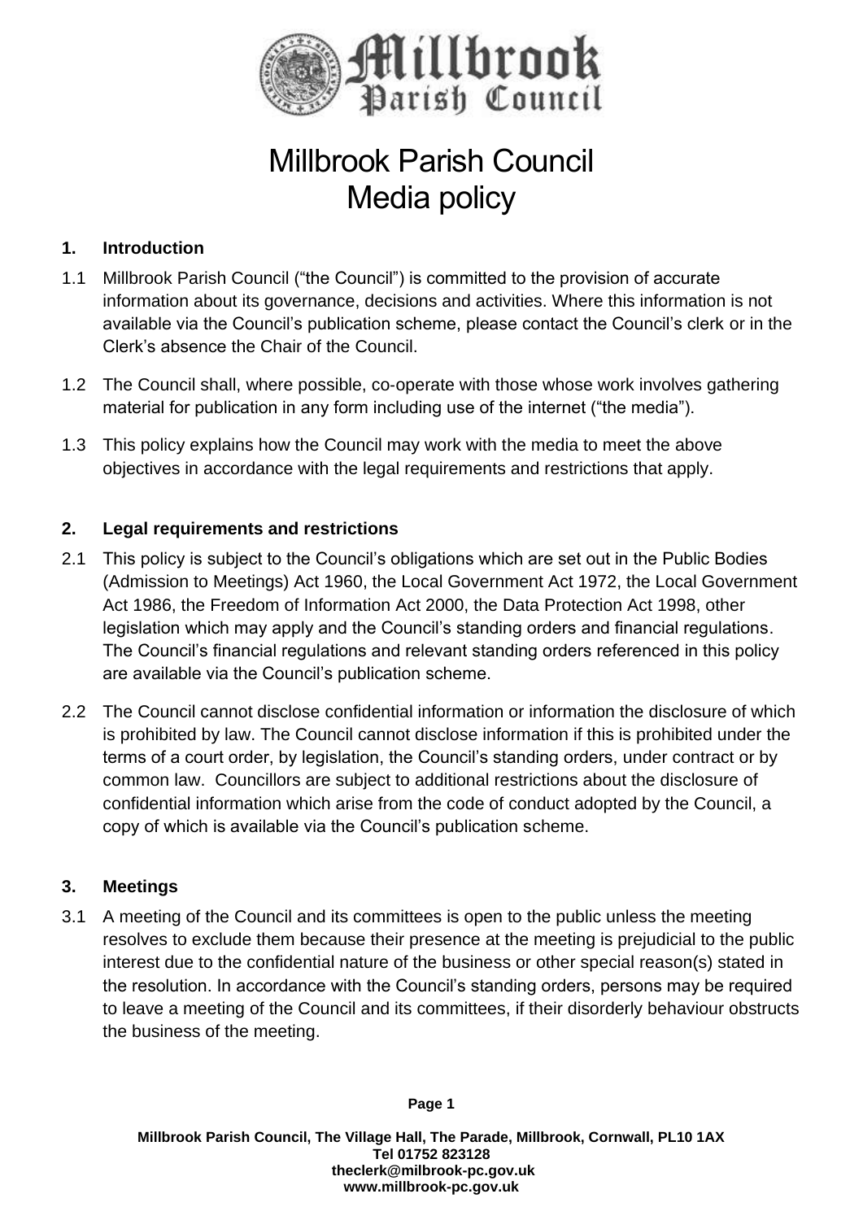# Millbrook Parish Council
# Media policy

## 1. Introduction

1.1 Millbrook Parish Council ("the Council") is committed to the provision of accurate information about its governance, decisions and activities. Where this information is not available via the Council's publication scheme, please contact the Council's clerk or in the Clerk's absence the Chair of the Council.

1.2 The Council shall, where possible, co-operate with those whose work involves gathering material for publication in any form including use of the internet ("the media").

1.3 This policy explains how the Council may work with the media to meet the above objectives in accordance with the legal requirements and restrictions that apply.

## 2. Legal requirements and restrictions

2.1 This policy is subject to the Council's obligations which are set out in the Public Bodies (Admission to Meetings) Act 1960, the Local Government Act 1972, the Local Government Act 1986, the Freedom of Information Act 2000, the Data Protection Act 1998, other legislation which may apply and the Council's standing orders and financial regulations. The Council's financial regulations and relevant standing orders referenced in this policy are available via the Council's publication scheme.

2.2 The Council cannot disclose confidential information or information the disclosure of which is prohibited by law. The Council cannot disclose information if this is prohibited under the terms of a court order, by legislation, the Council's standing orders, under contract or by common law. Councillors are subject to additional restrictions about the disclosure of confidential information which arise from the code of conduct adopted by the Council, a copy of which is available via the Council's publication scheme.

## 3. Meetings

3.1 A meeting of the Council and its committees is open to the public unless the meeting resolves to exclude them because their presence at the meeting is prejudicial to the public interest due to the confidential nature of the business or other special reason(s) stated in the resolution. In accordance with the Council's standing orders, persons may be required to leave a meeting of the Council and its committees, if their disorderly behaviour obstructs the business of the meeting.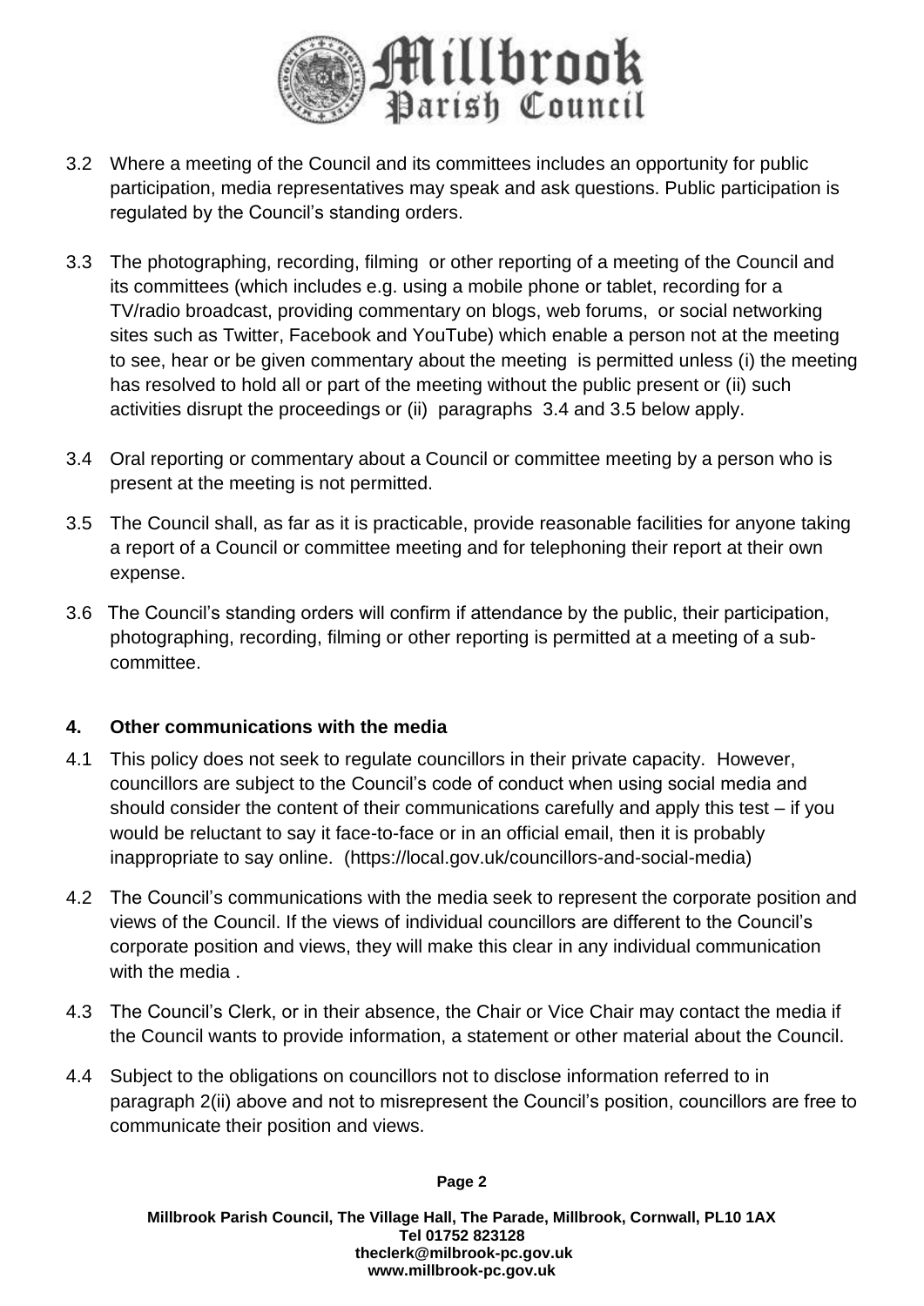3.2 Where a meeting of the Council and its committees includes an opportunity for public participation, media representatives may speak and ask questions. Public participation is regulated by the Council's standing orders.

3.3 The photographing, recording, filming or other reporting of a meeting of the Council and its committees (which includes e.g. using a mobile phone or tablet, recording for a TV/radio broadcast, providing commentary on blogs, web forums, or social networking sites such as Twitter, Facebook and YouTube) which enable a person not at the meeting to see, hear or be given commentary about the meeting is permitted unless (i) the meeting has resolved to hold all or part of the meeting without the public present or (ii) such activities disrupt the proceedings or (ii) paragraphs 3.4 and 3.5 below apply.

3.4 Oral reporting or commentary about a Council or committee meeting by a person who is present at the meeting is not permitted.

3.5 The Council shall, as far as it is practicable, provide reasonable facilities for anyone taking a report of a Council or committee meeting and for telephoning their report at their own expense.

3.6 The Council's standing orders will confirm if attendance by the public, their participation, photographing, recording, filming or other reporting is permitted at a meeting of a sub-committee.

## 4. Other communications with the media

4.1 This policy does not seek to regulate councillors in their private capacity. However, councillors are subject to the Council's code of conduct when using social media and should consider the content of their communications carefully and apply this test – if you would be reluctant to say it face-to-face or in an official email, then it is probably inappropriate to say online. (https://local.gov.uk/councillors-and-social-media)

4.2 The Council's communications with the media seek to represent the corporate position and views of the Council. If the views of individual councillors are different to the Council's corporate position and views, they will make this clear in any individual communication with the media .

4.3 The Council's Clerk, or in their absence, the Chair or Vice Chair may contact the media if the Council wants to provide information, a statement or other material about the Council.

4.4 Subject to the obligations on councillors not to disclose information referred to in paragraph 2(ii) above and not to misrepresent the Council's position, councillors are free to communicate their position and views.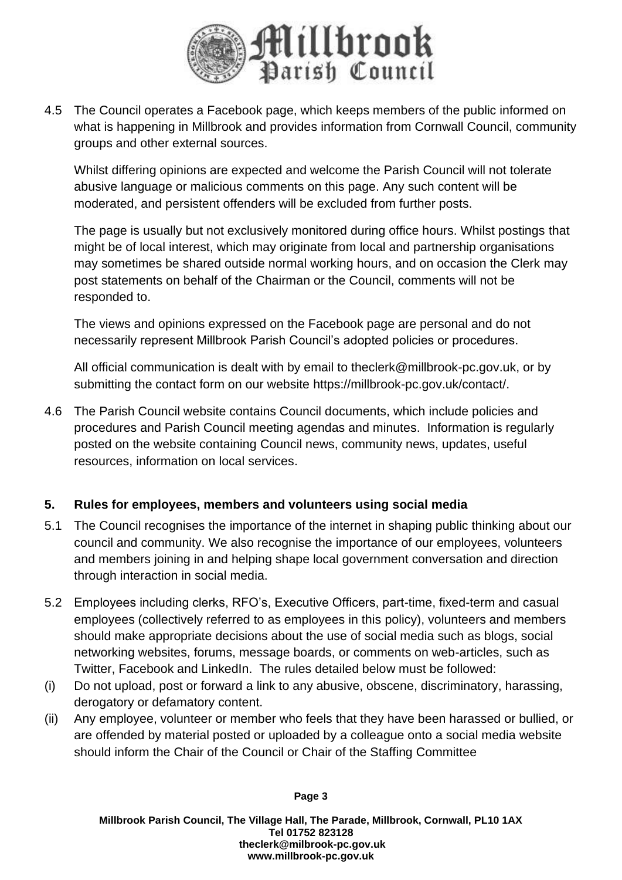4.5 The Council operates a Facebook page, which keeps members of the public informed on what is happening in Millbrook and provides information from Cornwall Council, community groups and other external sources.

Whilst differing opinions are expected and welcome the Parish Council will not tolerate abusive language or malicious comments on this page. Any such content will be moderated, and persistent offenders will be excluded from further posts.

The page is usually but not exclusively monitored during office hours. Whilst postings that might be of local interest, which may originate from local and partnership organisations may sometimes be shared outside normal working hours, and on occasion the Clerk may post statements on behalf of the Chairman or the Council, comments will not be responded to.

The views and opinions expressed on the Facebook page are personal and do not necessarily represent Millbrook Parish Council's adopted policies or procedures.

All official communication is dealt with by email to theclerk@millbrook-pc.gov.uk, or by submitting the contact form on our website https://millbrook-pc.gov.uk/contact/.

4.6 The Parish Council website contains Council documents, which include policies and procedures and Parish Council meeting agendas and minutes. Information is regularly posted on the website containing Council news, community news, updates, useful resources, information on local services.

## 5. Rules for employees, members and volunteers using social media

5.1 The Council recognises the importance of the internet in shaping public thinking about our council and community. We also recognise the importance of our employees, volunteers and members joining in and helping shape local government conversation and direction through interaction in social media.

5.2 Employees including clerks, RFO's, Executive Officers, part-time, fixed-term and casual employees (collectively referred to as employees in this policy), volunteers and members should make appropriate decisions about the use of social media such as blogs, social networking websites, forums, message boards, or comments on web-articles, such as Twitter, Facebook and LinkedIn. The rules detailed below must be followed:

(i) Do not upload, post or forward a link to any abusive, obscene, discriminatory, harassing, derogatory or defamatory content.

(ii) Any employee, volunteer or member who feels that they have been harassed or bullied, or are offended by material posted or uploaded by a colleague onto a social media website should inform the Chair of the Council or Chair of the Staffing Committee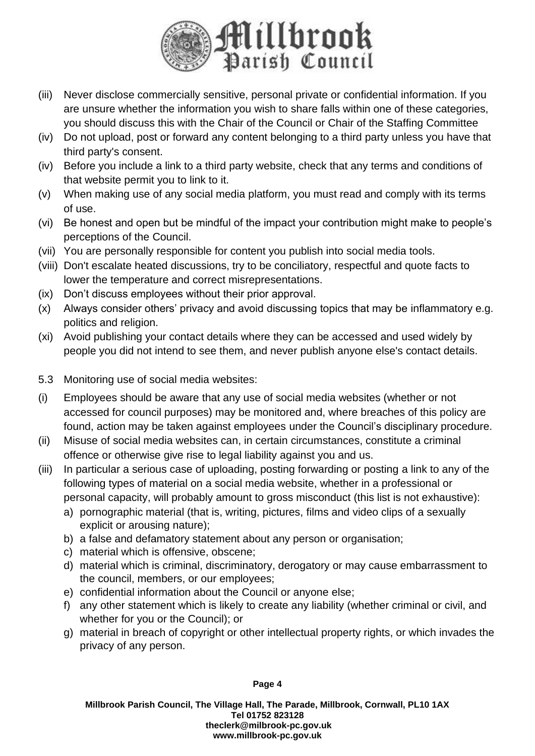(iii) Never disclose commercially sensitive, personal private or confidential information. If you are unsure whether the information you wish to share falls within one of these categories, you should discuss this with the Chair of the Council or Chair of the Staffing Committee

(iv) Do not upload, post or forward any content belonging to a third party unless you have that third party's consent.

(iv) Before you include a link to a third party website, check that any terms and conditions of that website permit you to link to it.

(v) When making use of any social media platform, you must read and comply with its terms of use.

(vi) Be honest and open but be mindful of the impact your contribution might make to people's perceptions of the Council.

(vii) You are personally responsible for content you publish into social media tools.

(viii) Don't escalate heated discussions, try to be conciliatory, respectful and quote facts to lower the temperature and correct misrepresentations.

(ix) Don't discuss employees without their prior approval.

(x) Always consider others' privacy and avoid discussing topics that may be inflammatory e.g. politics and religion.

(xi) Avoid publishing your contact details where they can be accessed and used widely by people you did not intend to see them, and never publish anyone else's contact details.

5.3 Monitoring use of social media websites:

(i) Employees should be aware that any use of social media websites (whether or not accessed for council purposes) may be monitored and, where breaches of this policy are found, action may be taken against employees under the Council's disciplinary procedure.

(ii) Misuse of social media websites can, in certain circumstances, constitute a criminal offence or otherwise give rise to legal liability against you and us.

(iii) In particular a serious case of uploading, posting forwarding or posting a link to any of the following types of material on a social media website, whether in a professional or personal capacity, will probably amount to gross misconduct (this list is not exhaustive):
   a) pornographic material (that is, writing, pictures, films and video clips of a sexually explicit or arousing nature);
   b) a false and defamatory statement about any person or organisation;
   c) material which is offensive, obscene;
   d) material which is criminal, discriminatory, derogatory or may cause embarrassment to the council, members, or our employees;
   e) confidential information about the Council or anyone else;
   f) any other statement which is likely to create any liability (whether criminal or civil, and whether for you or the Council); or
   g) material in breach of copyright or other intellectual property rights, or which invades the privacy of any person.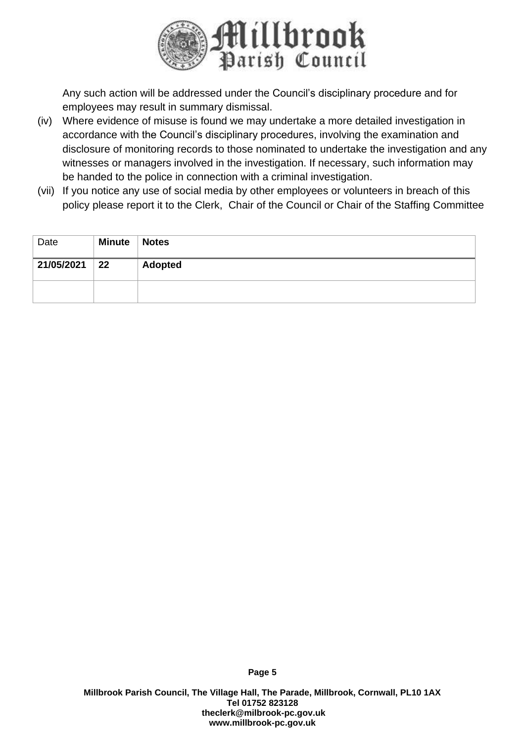Any such action will be addressed under the Council's disciplinary procedure and for employees may result in summary dismissal.

(iv) Where evidence of misuse is found we may undertake a more detailed investigation in accordance with the Council's disciplinary procedures, involving the examination and disclosure of monitoring records to those nominated to undertake the investigation and any witnesses or managers involved in the investigation. If necessary, such information may be handed to the police in connection with a criminal investigation.

(vii) If you notice any use of social media by other employees or volunteers in breach of this policy please report it to the Clerk, Chair of the Council or Chair of the Staffing Committee

| Date | **Minute** | **Notes** |
|---|---|---|
| **21/05/2021** | **22** | **Adopted** |
| | | |

**Millbrook Parish Council, The Village Hall, The Parade, Millbrook, Cornwall, PL10 1AX**
**Tel 01752 823128**
**theclerk@milbrook-pc.gov.uk**
**www.millbrook-pc.gov.uk**